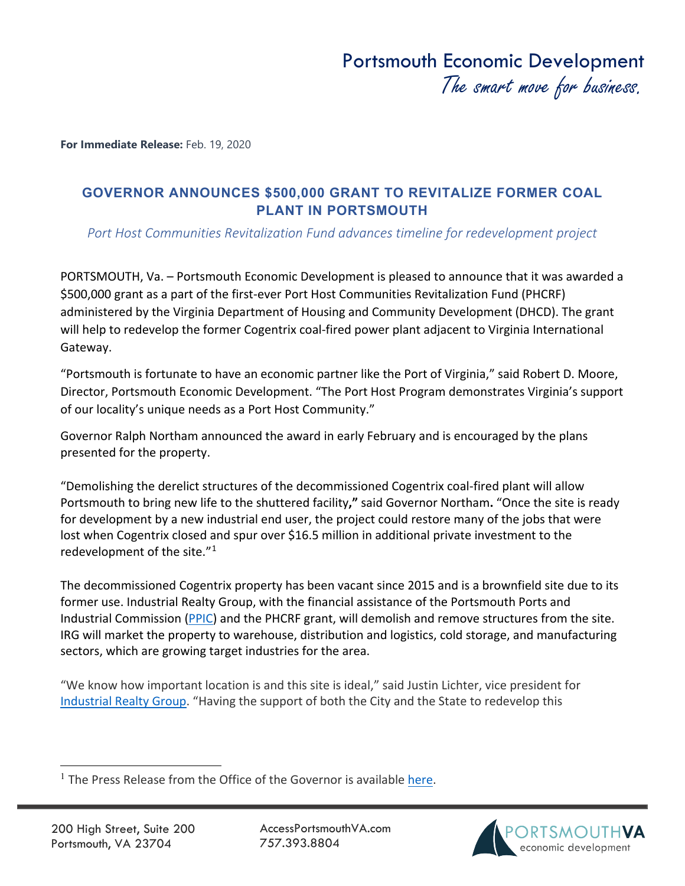# Portsmouth Economic Development

*The smart move for business.*

**For Immediate Release:** Feb. 19, 2020

## GOVERNOR ANNOUNCES $500,000 GRANT TO REVITALIZE FORMER COAL PLANT IN PORTSMOUTH

*Port Host Communities Revitalization Fund advances timeline for redevelopment project*

PORTSMOUTH, Va. – Portsmouth Economic Development is pleased to announce that it was awarded a $500,000 grant as a part of the first-ever Port Host Communities Revitalization Fund (PHCRF) administered by the Virginia Department of Housing and Community Development (DHCD). The grant will help to redevelop the former Cogentrix coal-fired power plant adjacent to Virginia International Gateway.

"Portsmouth is fortunate to have an economic partner like the Port of Virginia," said Robert D. Moore, Director, Portsmouth Economic Development. "The Port Host Program demonstrates Virginia's support of our locality's unique needs as a Port Host Community."

Governor Ralph Northam announced the award in early February and is encouraged by the plans presented for the property.

"Demolishing the derelict structures of the decommissioned Cogentrix coal-fired plant will allow Portsmouth to bring new life to the shuttered facility**,"** said Governor Northam**.** "Once the site is ready for development by a new industrial end user, the project could restore many of the jobs that were lost when Cogentrix closed and spur over $16.5 million in additional private investment to the redevelopment of the site."[1]

The decommissioned Cogentrix property has been vacant since 2015 and is a brownfield site due to its former use. Industrial Realty Group, with the financial assistance of the Portsmouth Ports and Industrial Commission (PPIC) and the PHCRF grant, will demolish and remove structures from the site. IRG will market the property to warehouse, distribution and logistics, cold storage, and manufacturing sectors, which are growing target industries for the area.

"We know how important location is and this site is ideal," said Justin Lichter, vice president for Industrial Realty Group. "Having the support of both the City and the State to redevelop this

[1] The Press Release from the Office of the Governor is available here.

200 High Street, Suite 200
Portsmouth, VA 23704

AccessPortsmouthVA.com
757.393.8804

PORTSMOUTHVA economic development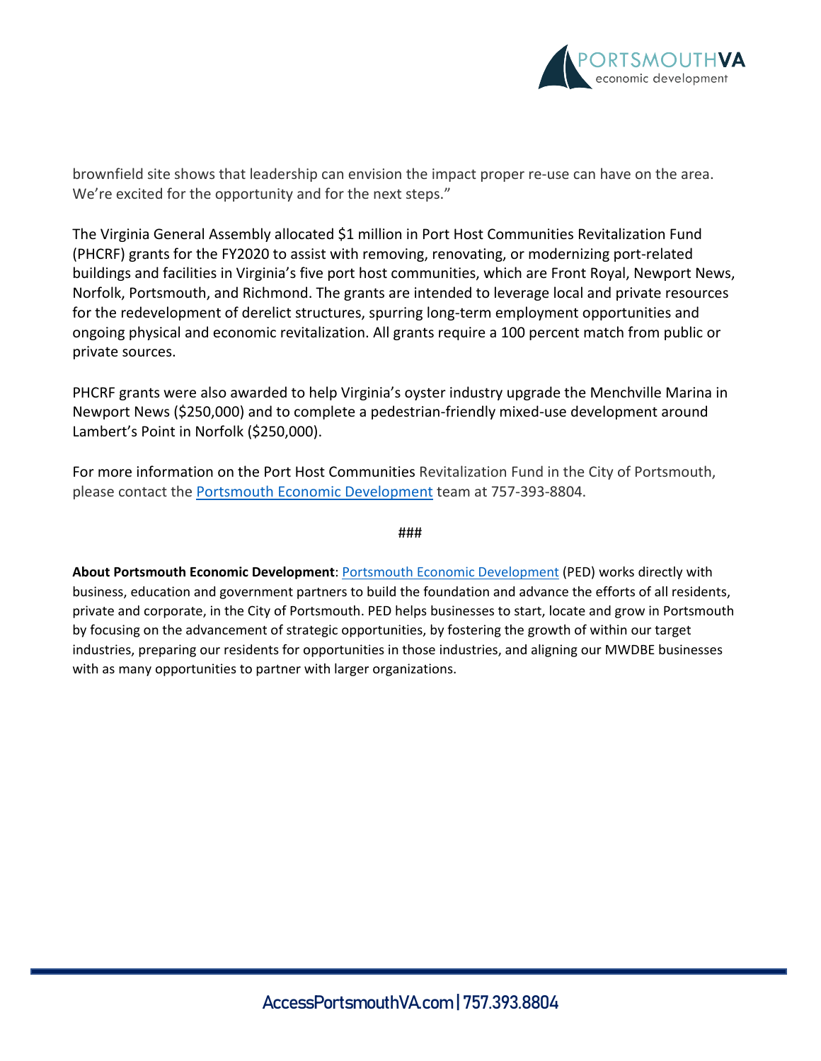brownfield site shows that leadership can envision the impact proper re-use can have on the area. We're excited for the opportunity and for the next steps."

The Virginia General Assembly allocated $1 million in Port Host Communities Revitalization Fund (PHCRF) grants for the FY2020 to assist with removing, renovating, or modernizing port-related buildings and facilities in Virginia's five port host communities, which are Front Royal, Newport News, Norfolk, Portsmouth, and Richmond. The grants are intended to leverage local and private resources for the redevelopment of derelict structures, spurring long-term employment opportunities and ongoing physical and economic revitalization. All grants require a 100 percent match from public or private sources.

PHCRF grants were also awarded to help Virginia's oyster industry upgrade the Menchville Marina in Newport News ($250,000) and to complete a pedestrian-friendly mixed-use development around Lambert's Point in Norfolk ($250,000).

For more information on the Port Host Communities Revitalization Fund in the City of Portsmouth, please contact the [Portsmouth Economic Development] team at 757-393-8804.

###

**About Portsmouth Economic Development**: [Portsmouth Economic Development] (PED) works directly with business, education and government partners to build the foundation and advance the efforts of all residents, private and corporate, in the City of Portsmouth. PED helps businesses to start, locate and grow in Portsmouth by focusing on the advancement of strategic opportunities, by fostering the growth of within our target industries, preparing our residents for opportunities in those industries, and aligning our MWDBE businesses with as many opportunities to partner with larger organizations.